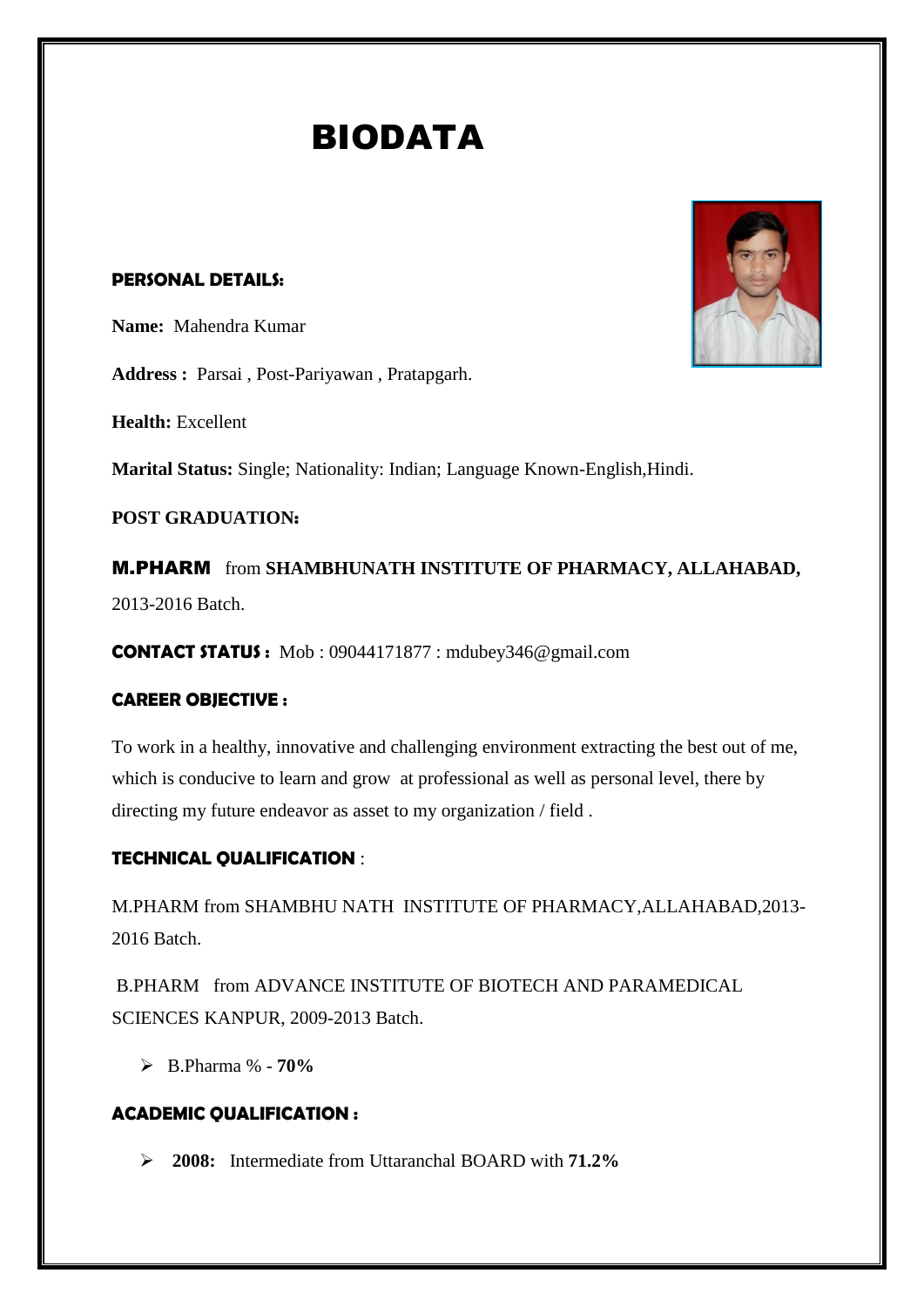# BIODATA

**PERSONAL DETAILS:**

**Name:** Mahendra Kumar

**Address :** Parsai , Post-Pariyawan , Pratapgarh.

**Health:** Excellent

**Marital Status:** Single; Nationality: Indian; Language Known-English,Hindi.

**POST GRADUATION:**

**M.PHARM** from **SHAMBHUNATH INSTITUTE OF PHARMACY, ALLAHABAD,** 2013-2016 Batch.

**CONTACT STATUS :** Mob : 09044171877 : mdubey346@gmail.com

**CAREER OBJECTIVE :**

To work in a healthy, innovative and challenging environment extracting the best out of me, which is conducive to learn and grow at professional as well as personal level, there by directing my future endeavor as asset to my organization / field .

**TECHNICAL QUALIFICATION** :

M.PHARM from SHAMBHU NATH INSTITUTE OF PHARMACY,ALLAHABAD,2013-2016 Batch.

B.PHARM from ADVANCE INSTITUTE OF BIOTECH AND PARAMEDICAL SCIENCES KANPUR, 2009-2013 Batch.

- B.Pharma % - **70%**

**ACADEMIC QUALIFICATION :**

- **2008:** Intermediate from Uttaranchal BOARD with **71.2%**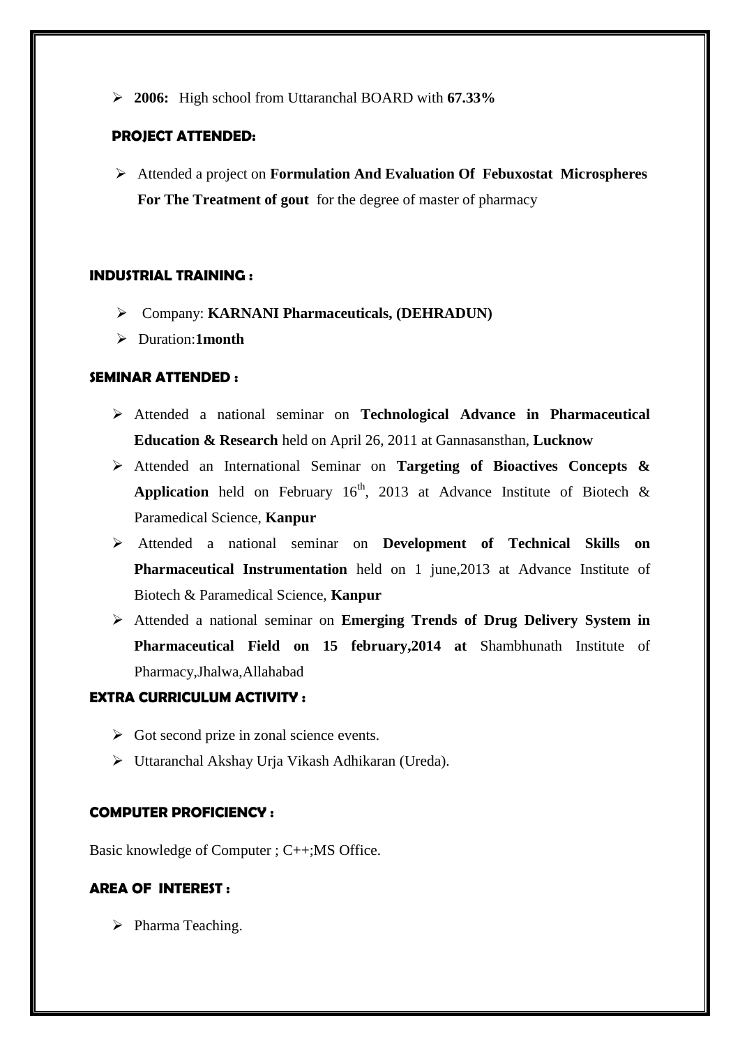- **2006:** High school from Uttaranchal BOARD with **67.33%**

## PROJECT ATTENDED:

- Attended a project on **Formulation And Evaluation Of Febuxostat Microspheres For The Treatment of gout** for the degree of master of pharmacy

## INDUSTRIAL TRAINING :

- Company: **KARNANI Pharmaceuticals, (DEHRADUN)**
- Duration:**1month**

## SEMINAR ATTENDED :

- Attended a national seminar on **Technological Advance in Pharmaceutical Education & Research** held on April 26, 2011 at Gannasansthan, **Lucknow**
- Attended an International Seminar on **Targeting of Bioactives Concepts & Application** held on February 16th, 2013 at Advance Institute of Biotech & Paramedical Science, **Kanpur**
- Attended a national seminar on **Development of Technical Skills on Pharmaceutical Instrumentation** held on 1 june,2013 at Advance Institute of Biotech & Paramedical Science, **Kanpur**
- Attended a national seminar on **Emerging Trends of Drug Delivery System in Pharmaceutical Field on 15 february,2014 at** Shambhunath Institute of Pharmacy,Jhalwa,Allahabad

## EXTRA CURRICULUM ACTIVITY :

- Got second prize in zonal science events.
- Uttaranchal Akshay Urja Vikash Adhikaran (Ureda).

## COMPUTER PROFICIENCY :

Basic knowledge of Computer ; C++;MS Office.

## AREA OF INTEREST :

- Pharma Teaching.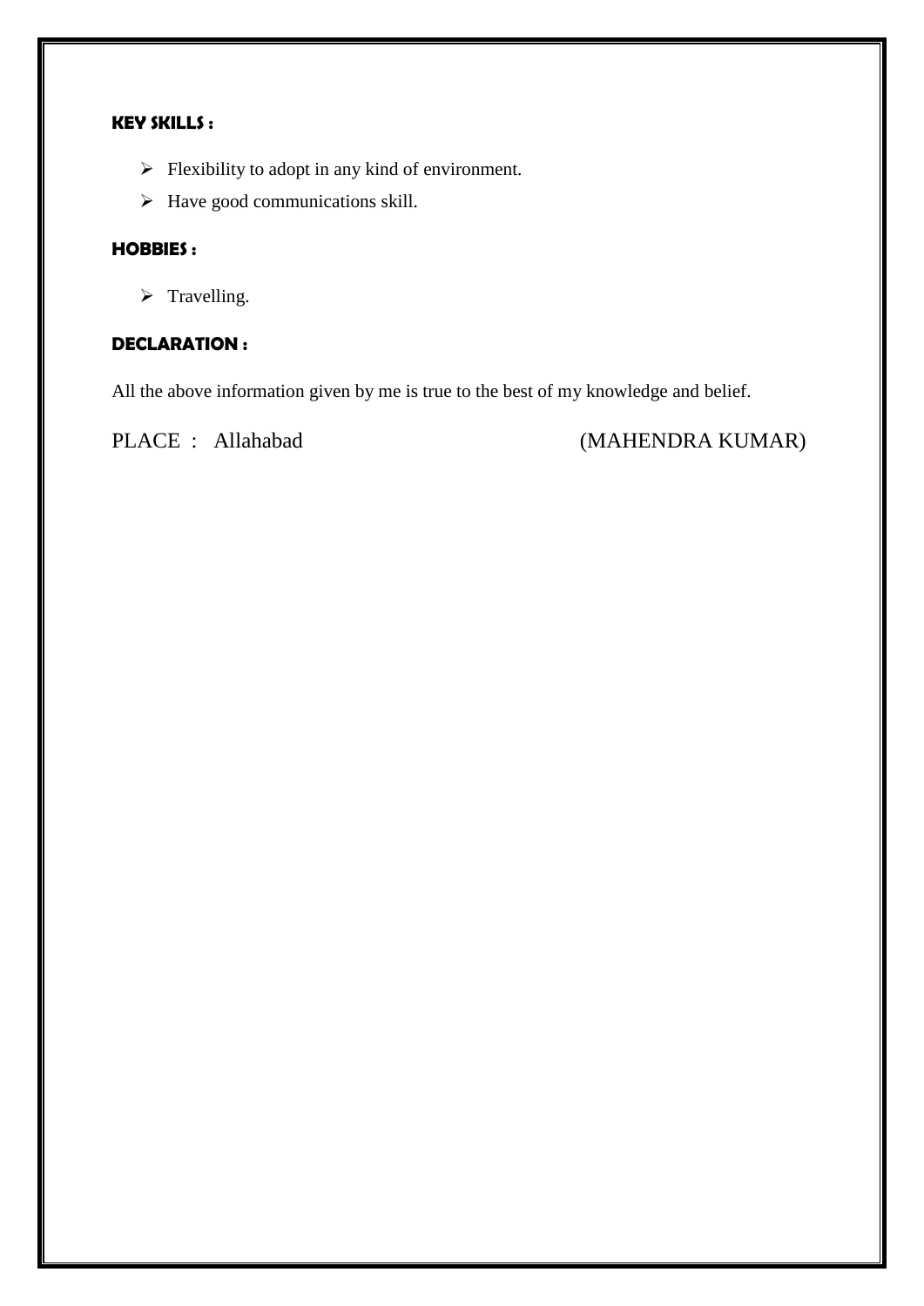**KEY SKILLS :**

- Flexibility to adopt in any kind of environment.
- Have good communications skill.

**HOBBIES :**

- Travelling.

**DECLARATION :**

All the above information given by me is true to the best of my knowledge and belief.

PLACE : Allahabad (MAHENDRA KUMAR)